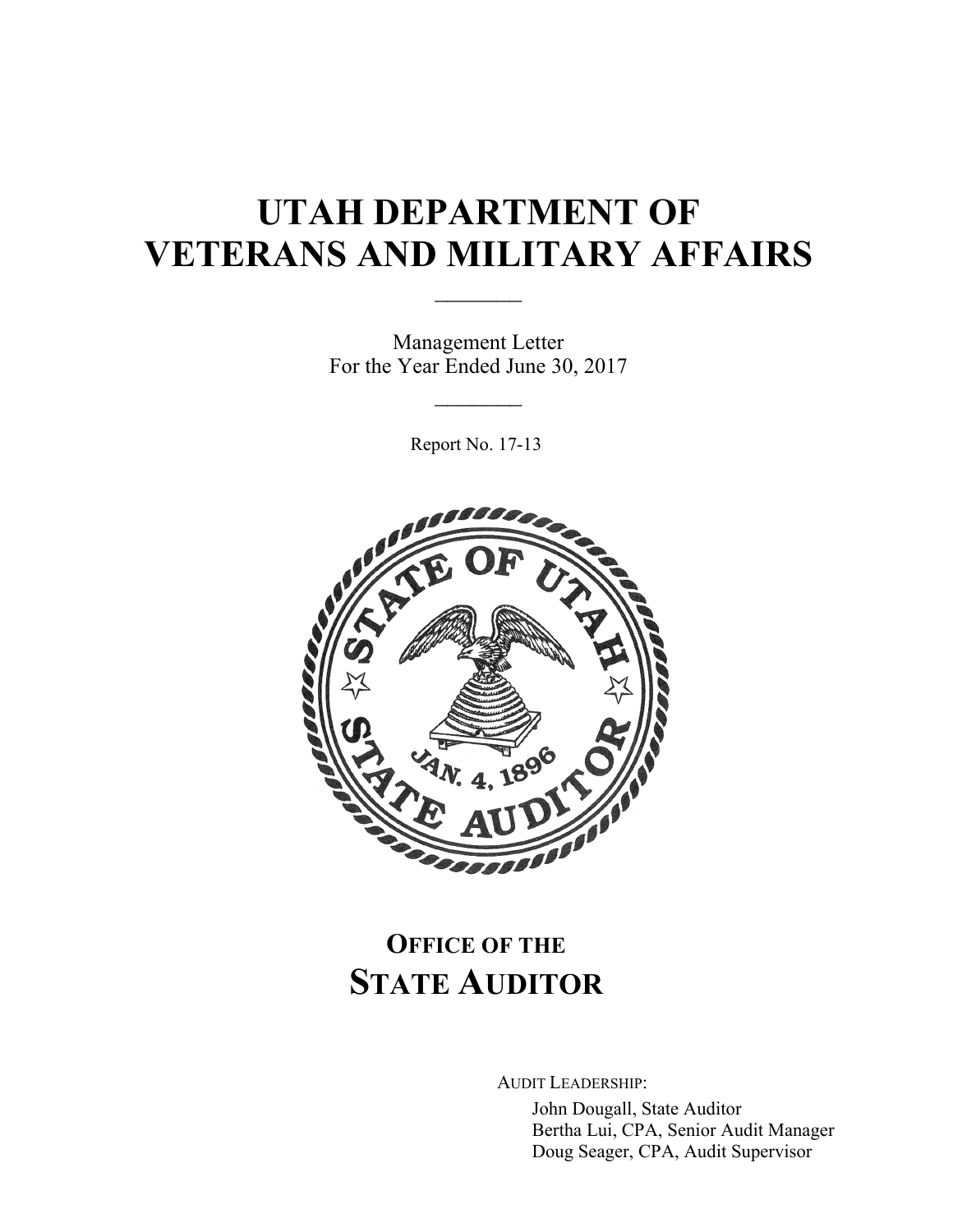# UTAH DEPARTMENT OF VETERANS AND MILITARY AFFAIRS

Management Letter
For the Year Ended June 30, 2017

Report No. 17-13

## OFFICE OF THE STATE AUDITOR

AUDIT LEADERSHIP:

John Dougall, State Auditor
Bertha Lui, CPA, Senior Audit Manager
Doug Seager, CPA, Audit Supervisor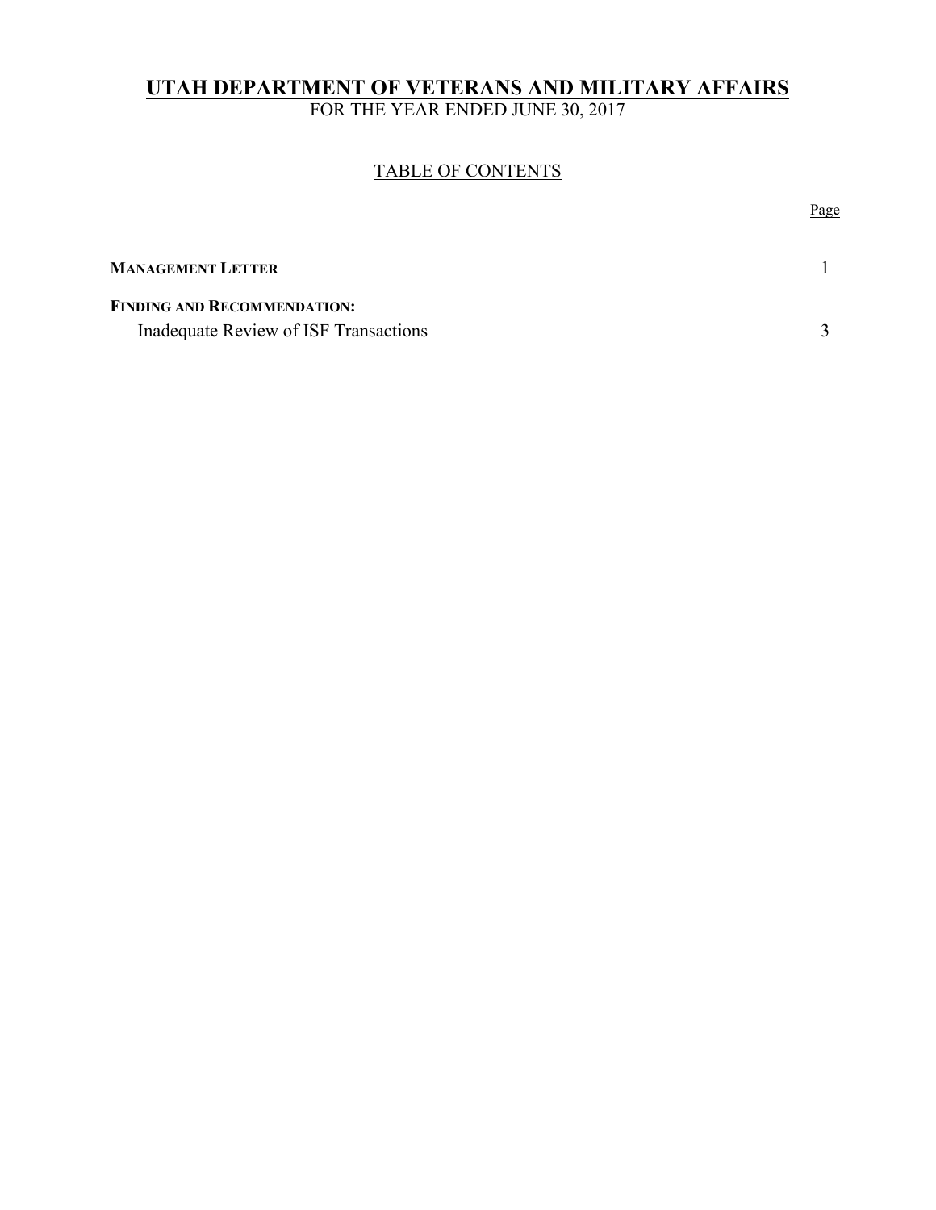# UTAH DEPARTMENT OF VETERANS AND MILITARY AFFAIRS

FOR THE YEAR ENDED JUNE 30, 2017

## TABLE OF CONTENTS

| | Page |
|---|---|
| **MANAGEMENT LETTER** | 1 |
| **FINDING AND RECOMMENDATION:** | |
| Inadequate Review of ISF Transactions | 3 |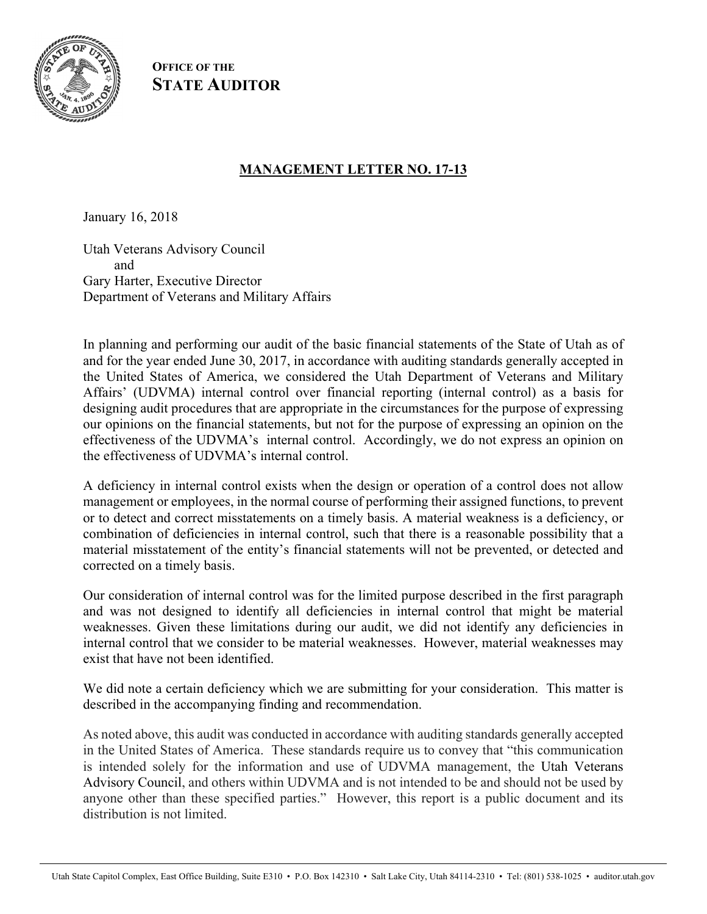**OFFICE OF THE**
**STATE AUDITOR**

## MANAGEMENT LETTER NO. 17-13

January 16, 2018

Utah Veterans Advisory Council
and
Gary Harter, Executive Director
Department of Veterans and Military Affairs

In planning and performing our audit of the basic financial statements of the State of Utah as of and for the year ended June 30, 2017, in accordance with auditing standards generally accepted in the United States of America, we considered the Utah Department of Veterans and Military Affairs' (UDVMA) internal control over financial reporting (internal control) as a basis for designing audit procedures that are appropriate in the circumstances for the purpose of expressing our opinions on the financial statements, but not for the purpose of expressing an opinion on the effectiveness of the UDVMA's internal control. Accordingly, we do not express an opinion on the effectiveness of UDVMA's internal control.

A deficiency in internal control exists when the design or operation of a control does not allow management or employees, in the normal course of performing their assigned functions, to prevent or to detect and correct misstatements on a timely basis. A material weakness is a deficiency, or combination of deficiencies in internal control, such that there is a reasonable possibility that a material misstatement of the entity's financial statements will not be prevented, or detected and corrected on a timely basis.

Our consideration of internal control was for the limited purpose described in the first paragraph and was not designed to identify all deficiencies in internal control that might be material weaknesses. Given these limitations during our audit, we did not identify any deficiencies in internal control that we consider to be material weaknesses. However, material weaknesses may exist that have not been identified.

We did note a certain deficiency which we are submitting for your consideration. This matter is described in the accompanying finding and recommendation.

As noted above, this audit was conducted in accordance with auditing standards generally accepted in the United States of America. These standards require us to convey that "this communication is intended solely for the information and use of UDVMA management, the Utah Veterans Advisory Council, and others within UDVMA and is not intended to be and should not be used by anyone other than these specified parties." However, this report is a public document and its distribution is not limited.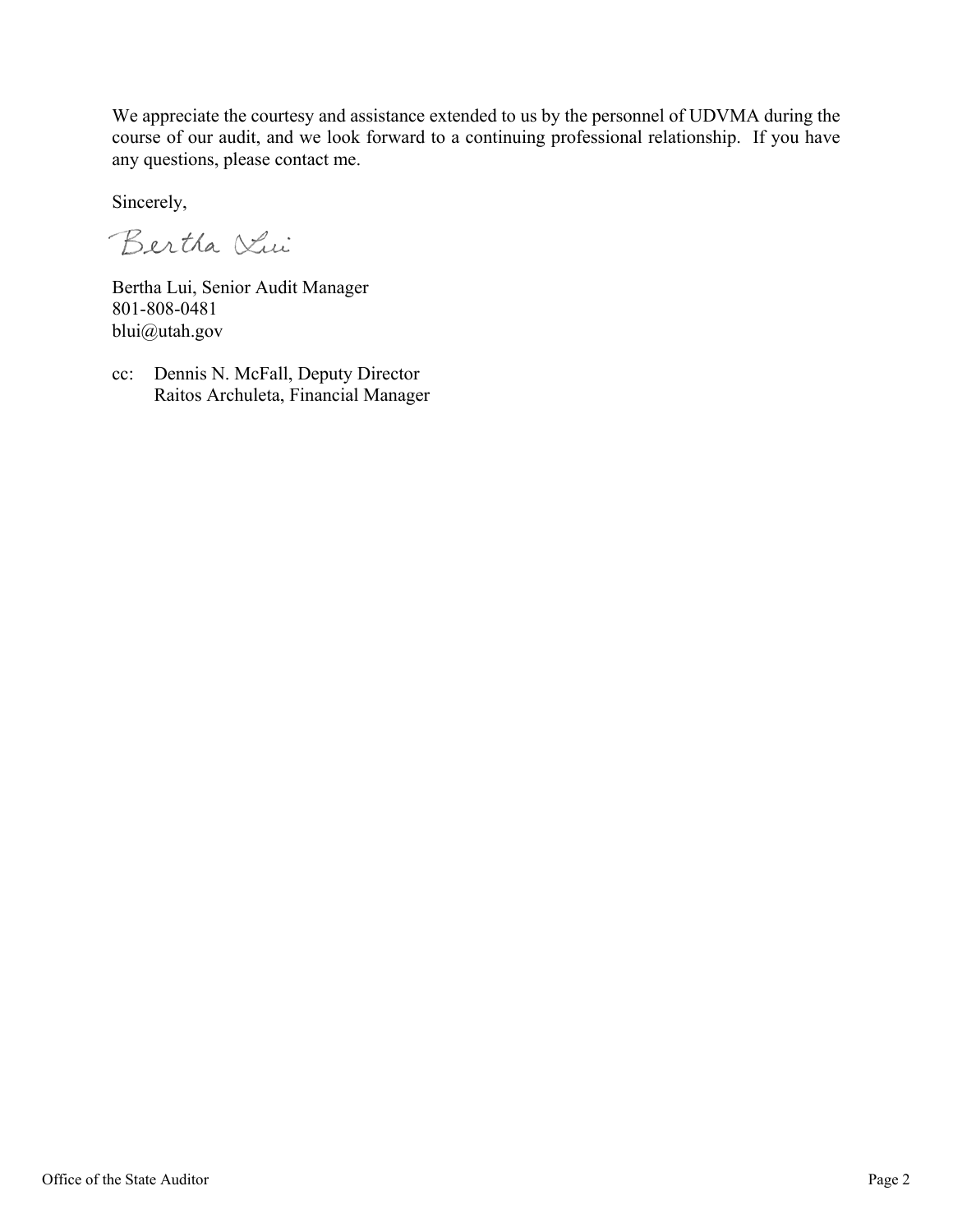We appreciate the courtesy and assistance extended to us by the personnel of UDVMA during the course of our audit, and we look forward to a continuing professional relationship. If you have any questions, please contact me.

Sincerely,

Bertha Lui

Bertha Lui, Senior Audit Manager
801-808-0481
blui@utah.gov

cc: Dennis N. McFall, Deputy Director
Raitos Archuleta, Financial Manager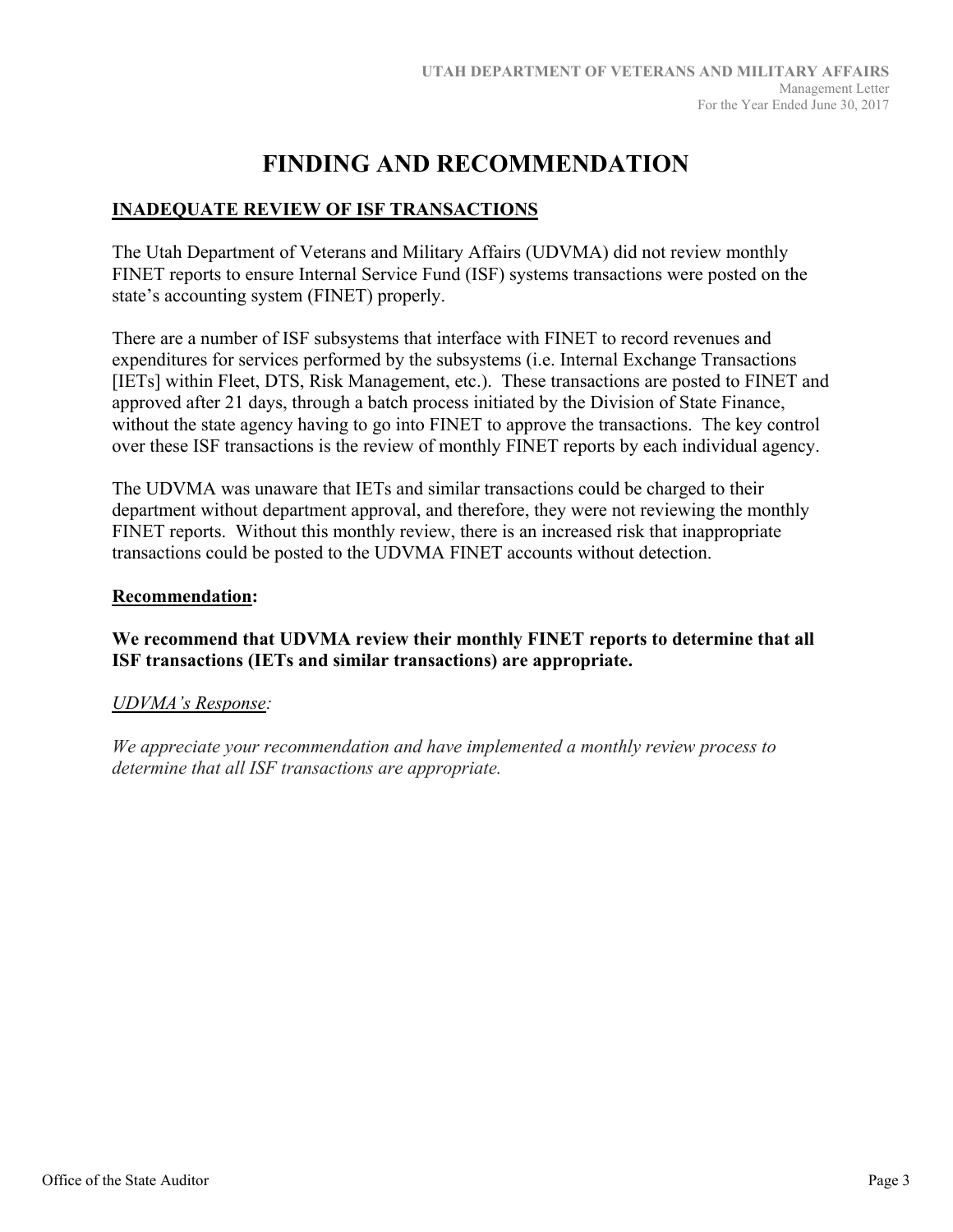# FINDING AND RECOMMENDATION

## INADEQUATE REVIEW OF ISF TRANSACTIONS

The Utah Department of Veterans and Military Affairs (UDVMA) did not review monthly FINET reports to ensure Internal Service Fund (ISF) systems transactions were posted on the state's accounting system (FINET) properly.

There are a number of ISF subsystems that interface with FINET to record revenues and expenditures for services performed by the subsystems (i.e. Internal Exchange Transactions [IETs] within Fleet, DTS, Risk Management, etc.). These transactions are posted to FINET and approved after 21 days, through a batch process initiated by the Division of State Finance, without the state agency having to go into FINET to approve the transactions. The key control over these ISF transactions is the review of monthly FINET reports by each individual agency.

The UDVMA was unaware that IETs and similar transactions could be charged to their department without department approval, and therefore, they were not reviewing the monthly FINET reports. Without this monthly review, there is an increased risk that inappropriate transactions could be posted to the UDVMA FINET accounts without detection.

**Recommendation:**

**We recommend that UDVMA review their monthly FINET reports to determine that all ISF transactions (IETs and similar transactions) are appropriate.**

*UDVMA's Response:*

*We appreciate your recommendation and have implemented a monthly review process to determine that all ISF transactions are appropriate.*